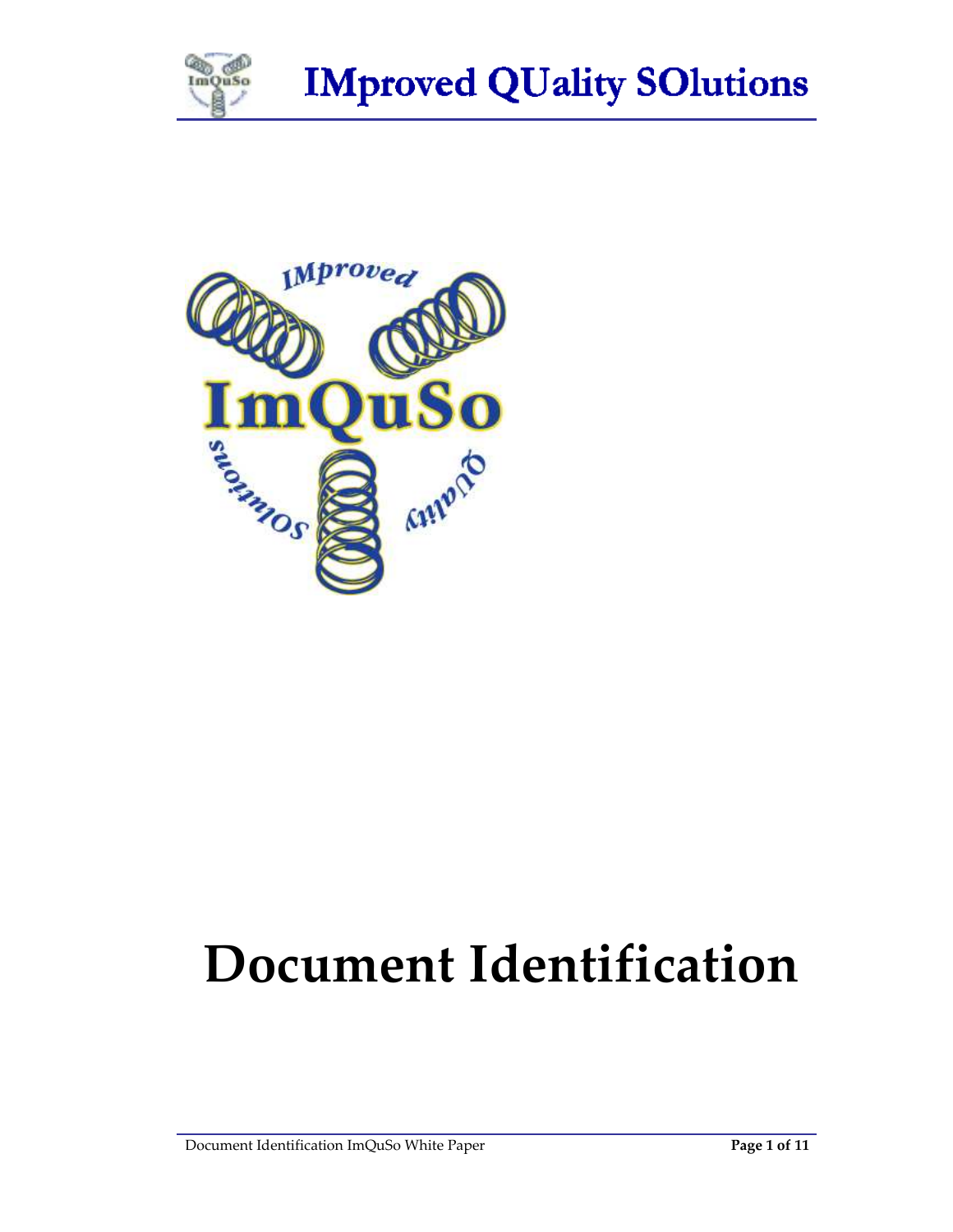# Document Identification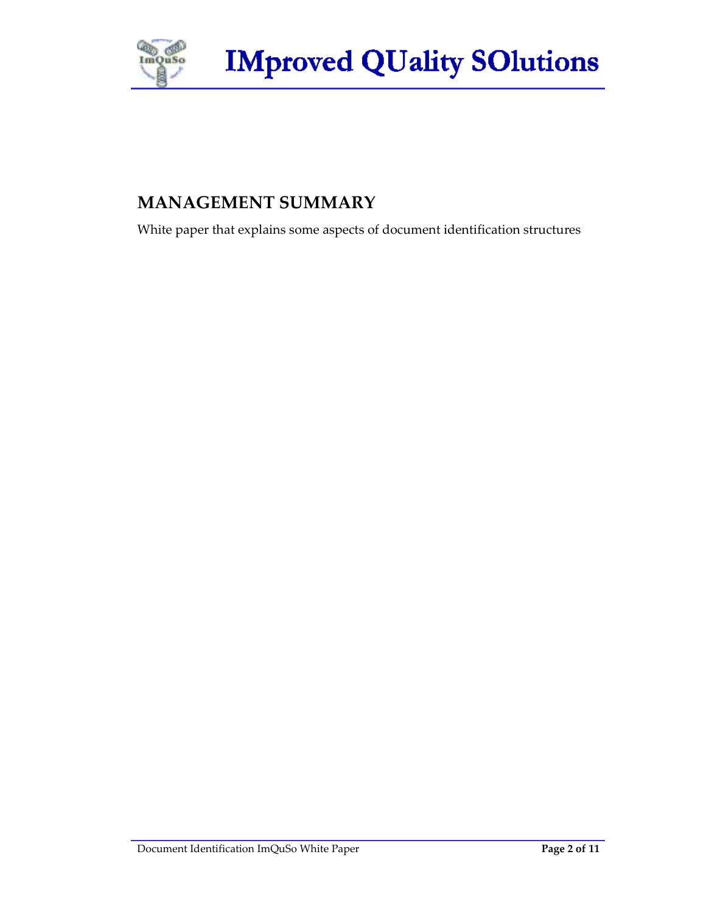## MANAGEMENT SUMMARY

White paper that explains some aspects of document identification structures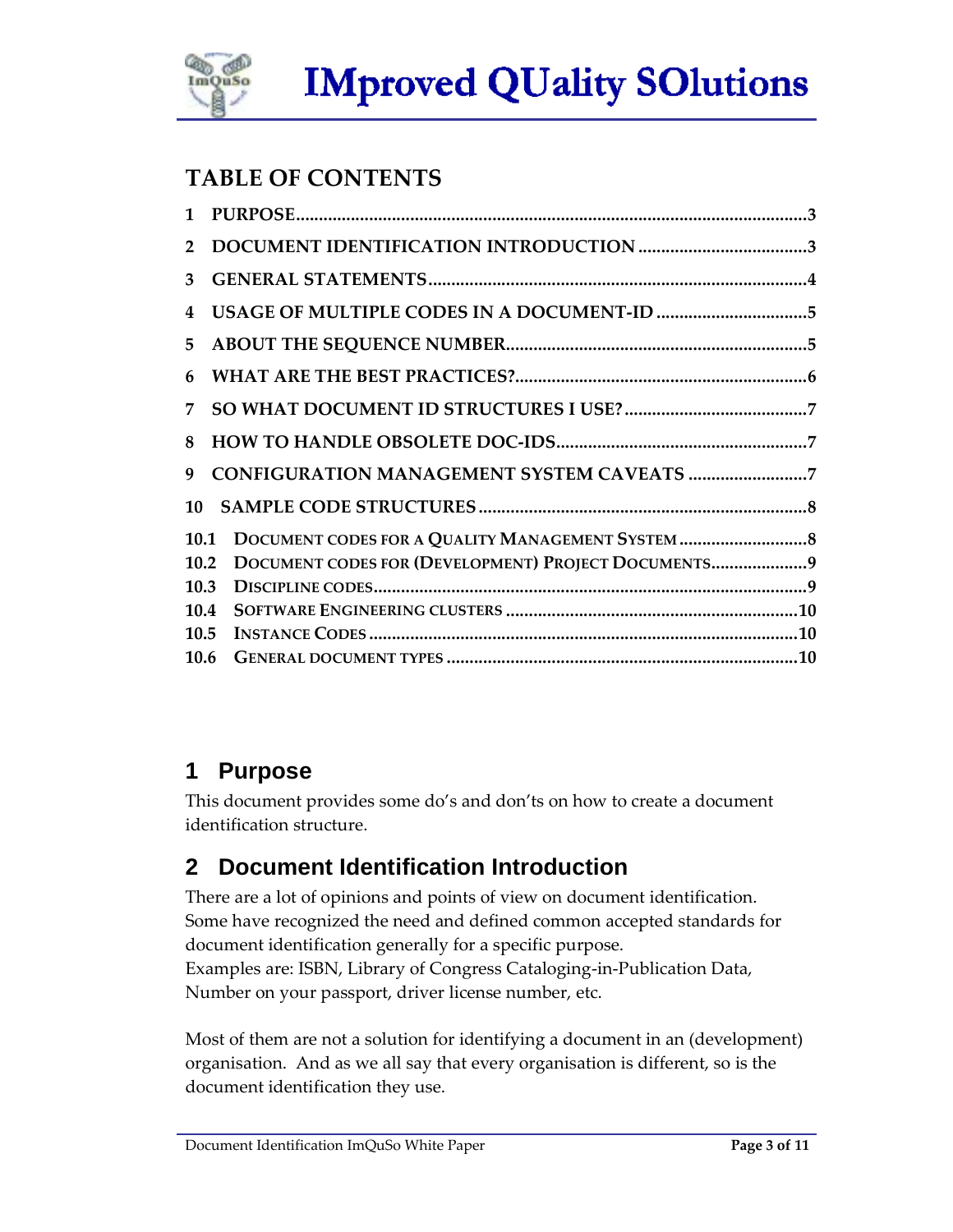## TABLE OF CONTENTS

1 PURPOSE....3
2 DOCUMENT IDENTIFICATION INTRODUCTION....3
3 GENERAL STATEMENTS....4
4 USAGE OF MULTIPLE CODES IN A DOCUMENT-ID....5
5 ABOUT THE SEQUENCE NUMBER....5
6 WHAT ARE THE BEST PRACTICES?....6
7 SO WHAT DOCUMENT ID STRUCTURES I USE?....7
8 HOW TO HANDLE OBSOLETE DOC-IDS....7
9 CONFIGURATION MANAGEMENT SYSTEM CAVEATS....7
10 SAMPLE CODE STRUCTURES....8
10.1 DOCUMENT CODES FOR A QUALITY MANAGEMENT SYSTEM....8
10.2 DOCUMENT CODES FOR (DEVELOPMENT) PROJECT DOCUMENTS....9
10.3 DISCIPLINE CODES....9
10.4 SOFTWARE ENGINEERING CLUSTERS....10
10.5 INSTANCE CODES....10
10.6 GENERAL DOCUMENT TYPES....10

# 1 Purpose

This document provides some do's and don'ts on how to create a document identification structure.

# 2 Document Identification Introduction

There are a lot of opinions and points of view on document identification. Some have recognized the need and defined common accepted standards for document identification generally for a specific purpose.
Examples are: ISBN, Library of Congress Cataloging-in-Publication Data, Number on your passport, driver license number, etc.

Most of them are not a solution for identifying a document in an (development) organisation. And as we all say that every organisation is different, so is the document identification they use.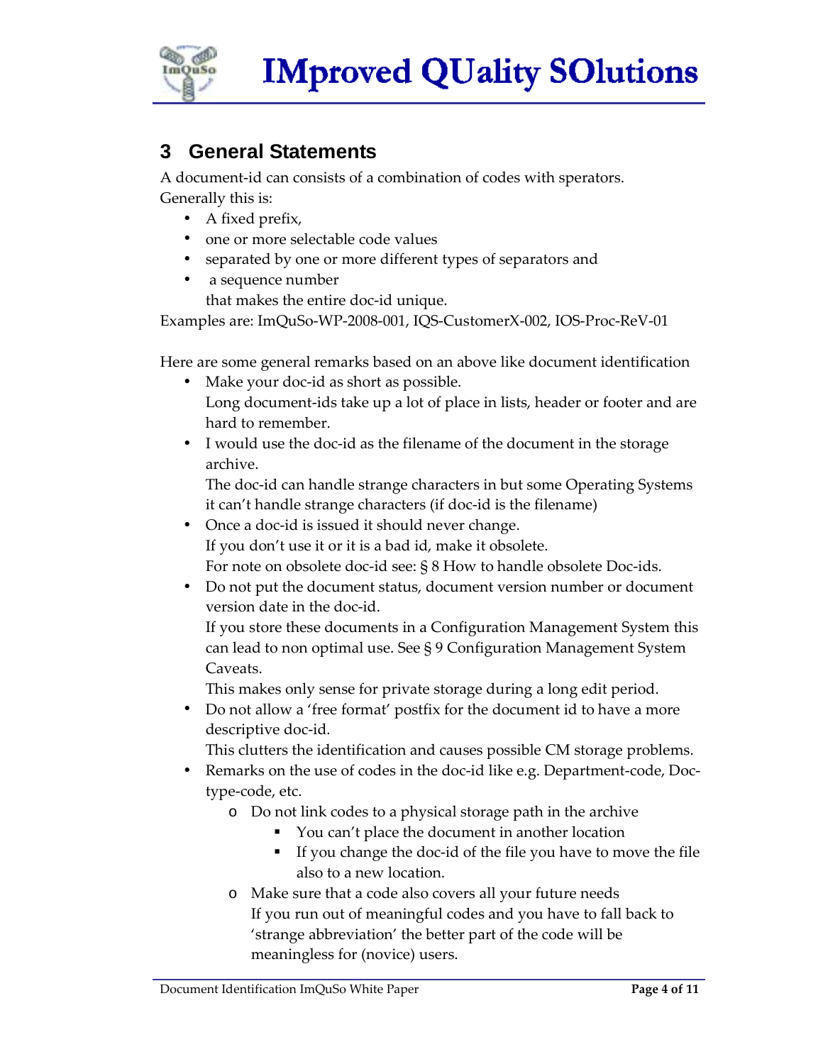## 3 General Statements

A document-id can consists of a combination of codes with sperators.
Generally this is:

- A fixed prefix,
- one or more selectable code values
- separated by one or more different types of separators and
- a sequence number
  that makes the entire doc-id unique.

Examples are: ImQuSo-WP-2008-001, IQS-CustomerX-002, IOS-Proc-ReV-01

Here are some general remarks based on an above like document identification

- Make your doc-id as short as possible.
  Long document-ids take up a lot of place in lists, header or footer and are hard to remember.
- I would use the doc-id as the filename of the document in the storage archive.
  The doc-id can handle strange characters in but some Operating Systems it can't handle strange characters (if doc-id is the filename)
- Once a doc-id is issued it should never change.
  If you don't use it or it is a bad id, make it obsolete.
  For note on obsolete doc-id see: § 8 How to handle obsolete Doc-ids.
- Do not put the document status, document version number or document version date in the doc-id.
  If you store these documents in a Configuration Management System this can lead to non optimal use. See § 9 Configuration Management System Caveats.
  This makes only sense for private storage during a long edit period.
- Do not allow a 'free format' postfix for the document id to have a more descriptive doc-id.
  This clutters the identification and causes possible CM storage problems.
- Remarks on the use of codes in the doc-id like e.g. Department-code, Doc-type-code, etc.
  - Do not link codes to a physical storage path in the archive
    - You can't place the document in another location
    - If you change the doc-id of the file you have to move the file also to a new location.
  - Make sure that a code also covers all your future needs
    If you run out of meaningful codes and you have to fall back to 'strange abbreviation' the better part of the code will be meaningless for (novice) users.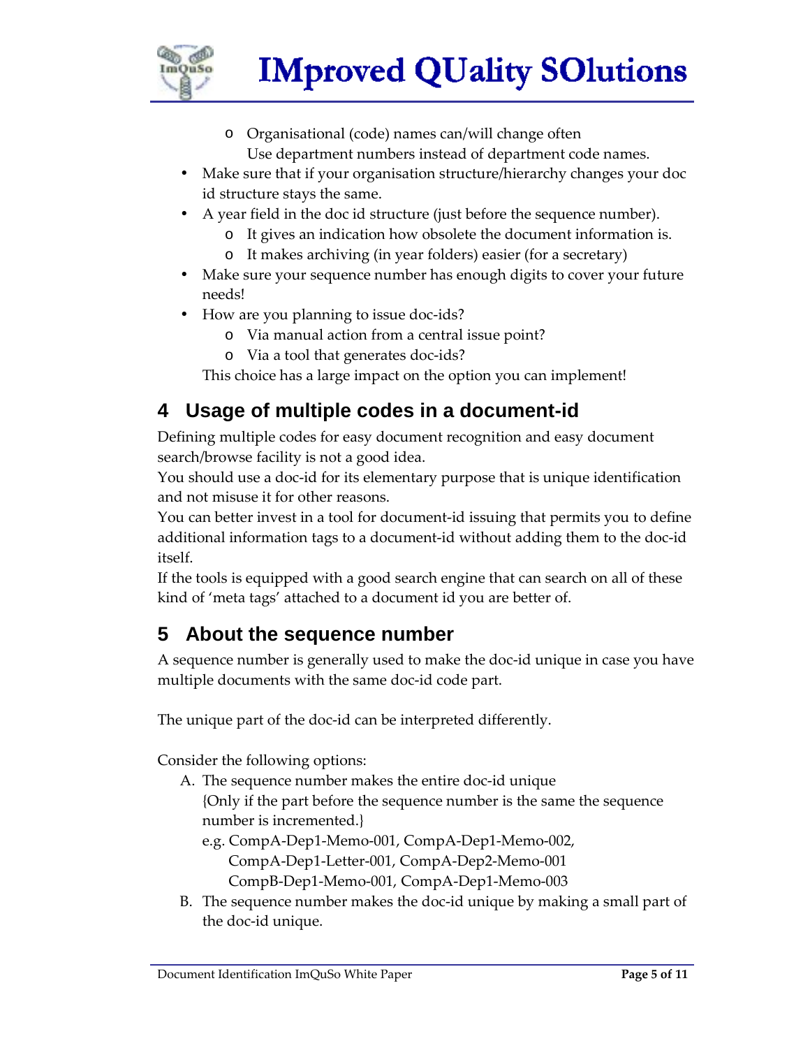- Organisational (code) names can/will change often
    Use department numbers instead of department code names.
- Make sure that if your organisation structure/hierarchy changes your doc id structure stays the same.
- A year field in the doc id structure (just before the sequence number).
  - It gives an indication how obsolete the document information is.
  - It makes archiving (in year folders) easier (for a secretary)
- Make sure your sequence number has enough digits to cover your future needs!
- How are you planning to issue doc-ids?
  - Via manual action from a central issue point?
  - Via a tool that generates doc-ids?

  This choice has a large impact on the option you can implement!

## 4 Usage of multiple codes in a document-id

Defining multiple codes for easy document recognition and easy document search/browse facility is not a good idea.
You should use a doc-id for its elementary purpose that is unique identification and not misuse it for other reasons.
You can better invest in a tool for document-id issuing that permits you to define additional information tags to a document-id without adding them to the doc-id itself.
If the tools is equipped with a good search engine that can search on all of these kind of 'meta tags' attached to a document id you are better of.

## 5 About the sequence number

A sequence number is generally used to make the doc-id unique in case you have multiple documents with the same doc-id code part.

The unique part of the doc-id can be interpreted differently.

Consider the following options:

A. The sequence number makes the entire doc-id unique
   {Only if the part before the sequence number is the same the sequence number is incremented.}
   e.g. CompA-Dep1-Memo-001, CompA-Dep1-Memo-002,
   CompA-Dep1-Letter-001, CompA-Dep2-Memo-001
   CompB-Dep1-Memo-001, CompA-Dep1-Memo-003
B. The sequence number makes the doc-id unique by making a small part of the doc-id unique.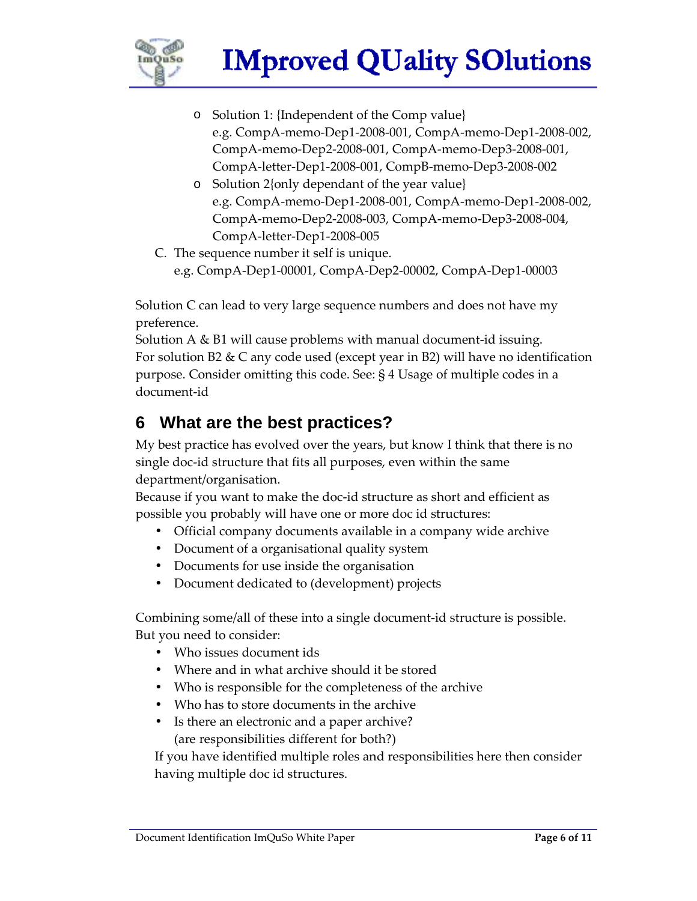- Solution 1: {Independent of the Comp value}
  e.g. CompA-memo-Dep1-2008-001, CompA-memo-Dep1-2008-002, CompA-memo-Dep2-2008-001, CompA-memo-Dep3-2008-001, CompA-letter-Dep1-2008-001, CompB-memo-Dep3-2008-002
- Solution 2{only dependant of the year value}
  e.g. CompA-memo-Dep1-2008-001, CompA-memo-Dep1-2008-002, CompA-memo-Dep2-2008-003, CompA-memo-Dep3-2008-004, CompA-letter-Dep1-2008-005

C. The sequence number it self is unique.
   e.g. CompA-Dep1-00001, CompA-Dep2-00002, CompA-Dep1-00003

Solution C can lead to very large sequence numbers and does not have my preference.
Solution A & B1 will cause problems with manual document-id issuing.
For solution B2 & C any code used (except year in B2) will have no identification purpose. Consider omitting this code. See: § 4 Usage of multiple codes in a document-id

## 6 What are the best practices?

My best practice has evolved over the years, but know I think that there is no single doc-id structure that fits all purposes, even within the same department/organisation.
Because if you want to make the doc-id structure as short and efficient as possible you probably will have one or more doc id structures:

- Official company documents available in a company wide archive
- Document of a organisational quality system
- Documents for use inside the organisation
- Document dedicated to (development) projects

Combining some/all of these into a single document-id structure is possible.
But you need to consider:

- Who issues document ids
- Where and in what archive should it be stored
- Who is responsible for the completeness of the archive
- Who has to store documents in the archive
- Is there an electronic and a paper archive?
  (are responsibilities different for both?)

If you have identified multiple roles and responsibilities here then consider having multiple doc id structures.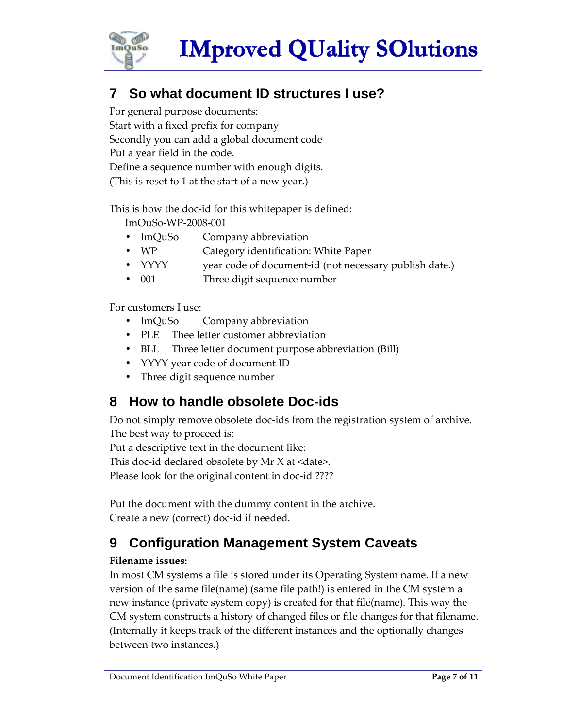## 7 So what document ID structures I use?

For general purpose documents:
Start with a fixed prefix for company
Secondly you can add a global document code
Put a year field in the code.
Define a sequence number with enough digits.
(This is reset to 1 at the start of a new year.)

This is how the doc-id for this whitepaper is defined:
ImOuSo-WP-2008-001

- ImQuSo Company abbreviation
- WP Category identification: White Paper
- YYYY year code of document-id (not necessary publish date.)
- 001 Three digit sequence number

For customers I use:

- ImQuSo Company abbreviation
- PLE Thee letter customer abbreviation
- BLL Three letter document purpose abbreviation (Bill)
- YYYY year code of document ID
- Three digit sequence number

## 8 How to handle obsolete Doc-ids

Do not simply remove obsolete doc-ids from the registration system of archive.
The best way to proceed is:
Put a descriptive text in the document like:
This doc-id declared obsolete by Mr X at <date>.
Please look for the original content in doc-id ????

Put the document with the dummy content in the archive.
Create a new (correct) doc-id if needed.

## 9 Configuration Management System Caveats

**Filename issues:**
In most CM systems a file is stored under its Operating System name. If a new version of the same file(name) (same file path!) is entered in the CM system a new instance (private system copy) is created for that file(name). This way the CM system constructs a history of changed files or file changes for that filename. (Internally it keeps track of the different instances and the optionally changes between two instances.)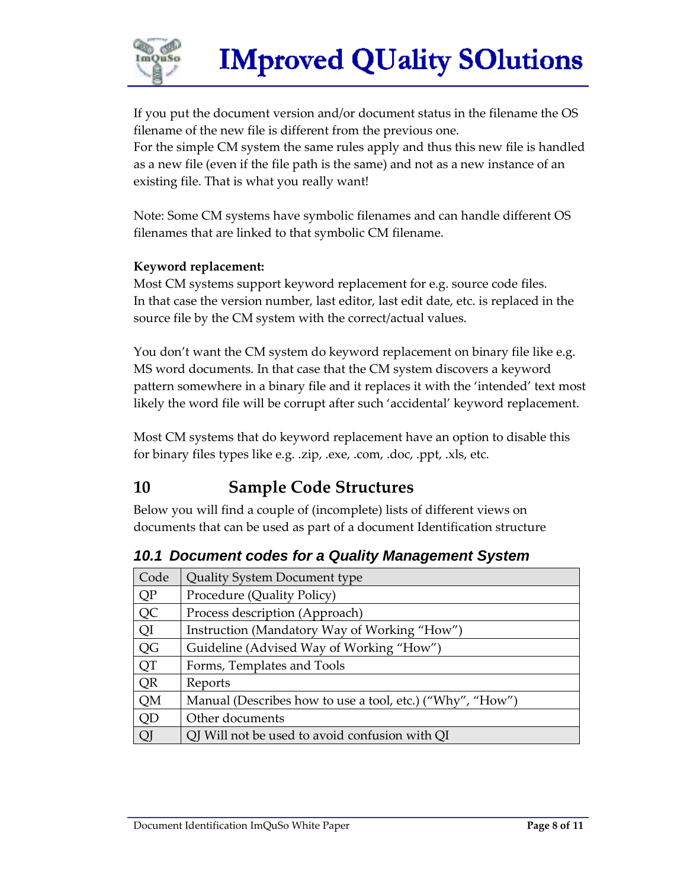If you put the document version and/or document status in the filename the OS filename of the new file is different from the previous one.
For the simple CM system the same rules apply and thus this new file is handled as a new file (even if the file path is the same) and not as a new instance of an existing file. That is what you really want!

Note: Some CM systems have symbolic filenames and can handle different OS filenames that are linked to that symbolic CM filename.

**Keyword replacement:**
Most CM systems support keyword replacement for e.g. source code files.
In that case the version number, last editor, last edit date, etc. is replaced in the source file by the CM system with the correct/actual values.

You don't want the CM system do keyword replacement on binary file like e.g. MS word documents. In that case that the CM system discovers a keyword pattern somewhere in a binary file and it replaces it with the 'intended' text most likely the word file will be corrupt after such 'accidental' keyword replacement.

Most CM systems that do keyword replacement have an option to disable this for binary files types like e.g. .zip, .exe, .com, .doc, .ppt, .xls, etc.

# 10 Sample Code Structures

Below you will find a couple of (incomplete) lists of different views on documents that can be used as part of a document Identification structure

## 10.1 Document codes for a Quality Management System

| Code | Quality System Document type |
|---|---|
| QP | Procedure (Quality Policy) |
| QC | Process description (Approach) |
| QI | Instruction (Mandatory Way of Working "How") |
| QG | Guideline (Advised Way of Working "How") |
| QT | Forms, Templates and Tools |
| QR | Reports |
| QM | Manual (Describes how to use a tool, etc.) ("Why", "How") |
| QD | Other documents |
| QJ | QJ Will not be used to avoid confusion with QI |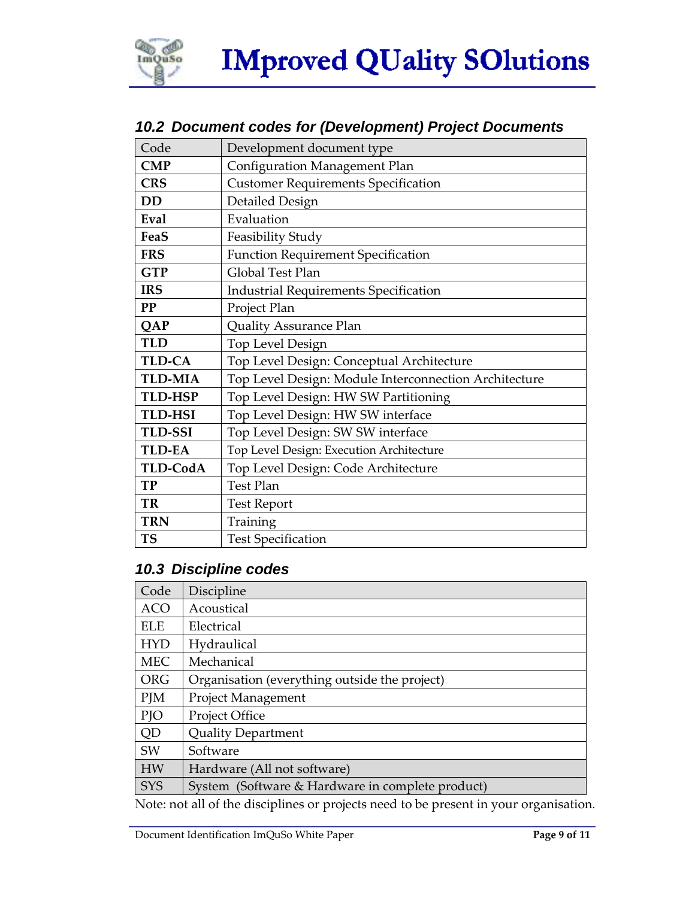## 10.2 Document codes for (Development) Project Documents

| Code | Development document type |
|---|---|
| **CMP** | Configuration Management Plan |
| **CRS** | Customer Requirements Specification |
| **DD** | Detailed Design |
| **Eval** | Evaluation |
| **FeaS** | Feasibility Study |
| **FRS** | Function Requirement Specification |
| **GTP** | Global Test Plan |
| **IRS** | Industrial Requirements Specification |
| **PP** | Project Plan |
| **QAP** | Quality Assurance Plan |
| **TLD** | Top Level Design |
| **TLD-CA** | Top Level Design: Conceptual Architecture |
| **TLD-MIA** | Top Level Design: Module Interconnection Architecture |
| **TLD-HSP** | Top Level Design: HW SW Partitioning |
| **TLD-HSI** | Top Level Design: HW SW interface |
| **TLD-SSI** | Top Level Design: SW SW interface |
| **TLD-EA** | Top Level Design: Execution Architecture |
| **TLD-CodA** | Top Level Design: Code Architecture |
| **TP** | Test Plan |
| **TR** | Test Report |
| **TRN** | Training |
| **TS** | Test Specification |

## 10.3 Discipline codes

| Code | Discipline |
|---|---|
| ACO | Acoustical |
| ELE | Electrical |
| HYD | Hydraulical |
| MEC | Mechanical |
| ORG | Organisation (everything outside the project) |
| PJM | Project Management |
| PJO | Project Office |
| QD | Quality Department |
| SW | Software |
| HW | Hardware (All not software) |
| SYS | System (Software & Hardware in complete product) |

Note: not all of the disciplines or projects need to be present in your organisation.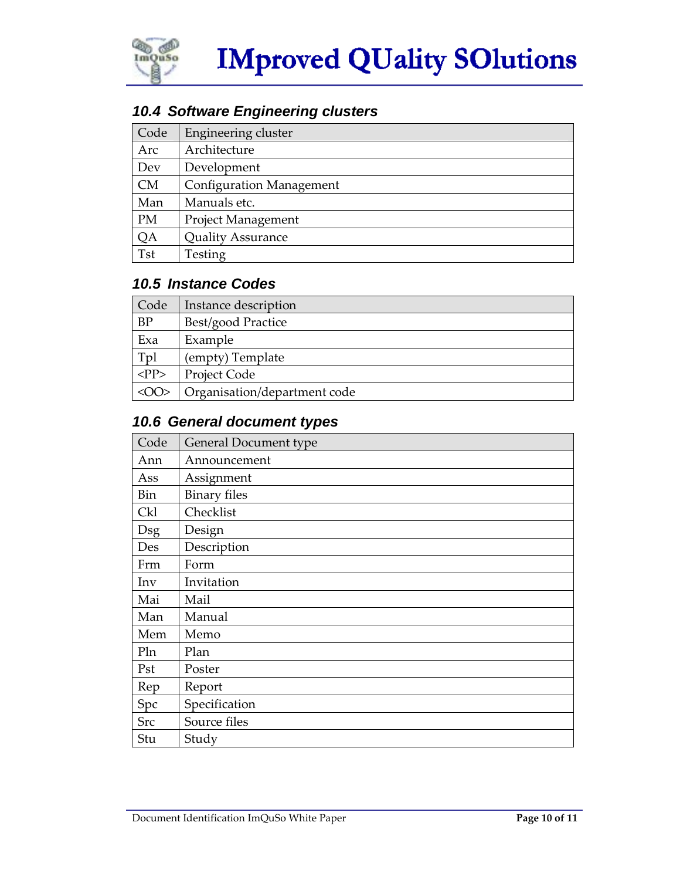### 10.4 Software Engineering clusters

| Code | Engineering cluster |
|---|---|
| Arc | Architecture |
| Dev | Development |
| CM | Configuration Management |
| Man | Manuals etc. |
| PM | Project Management |
| QA | Quality Assurance |
| Tst | Testing |

### 10.5 Instance Codes

| Code | Instance description |
|---|---|
| BP | Best/good Practice |
| Exa | Example |
| Tpl | (empty) Template |
| <PP> | Project Code |
| <OO> | Organisation/department code |

### 10.6 General document types

| Code | General Document type |
|---|---|
| Ann | Announcement |
| Ass | Assignment |
| Bin | Binary files |
| Ckl | Checklist |
| Dsg | Design |
| Des | Description |
| Frm | Form |
| Inv | Invitation |
| Mai | Mail |
| Man | Manual |
| Mem | Memo |
| Pln | Plan |
| Pst | Poster |
| Rep | Report |
| Spc | Specification |
| Src | Source files |
| Stu | Study |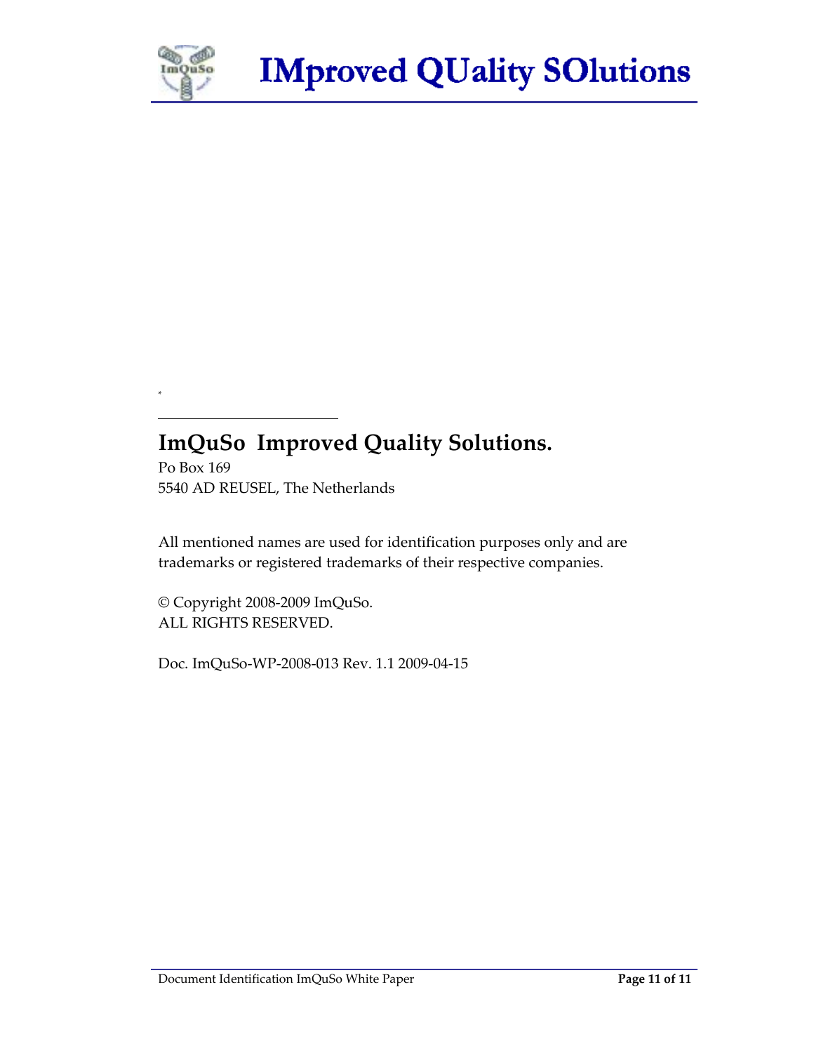*

---

**ImQuSo Improved Quality Solutions.**
Po Box 169
5540 AD REUSEL, The Netherlands

All mentioned names are used for identification purposes only and are trademarks or registered trademarks of their respective companies.

© Copyright 2008-2009 ImQuSo.
ALL RIGHTS RESERVED.

Doc. ImQuSo-WP-2008-013 Rev. 1.1 2009-04-15